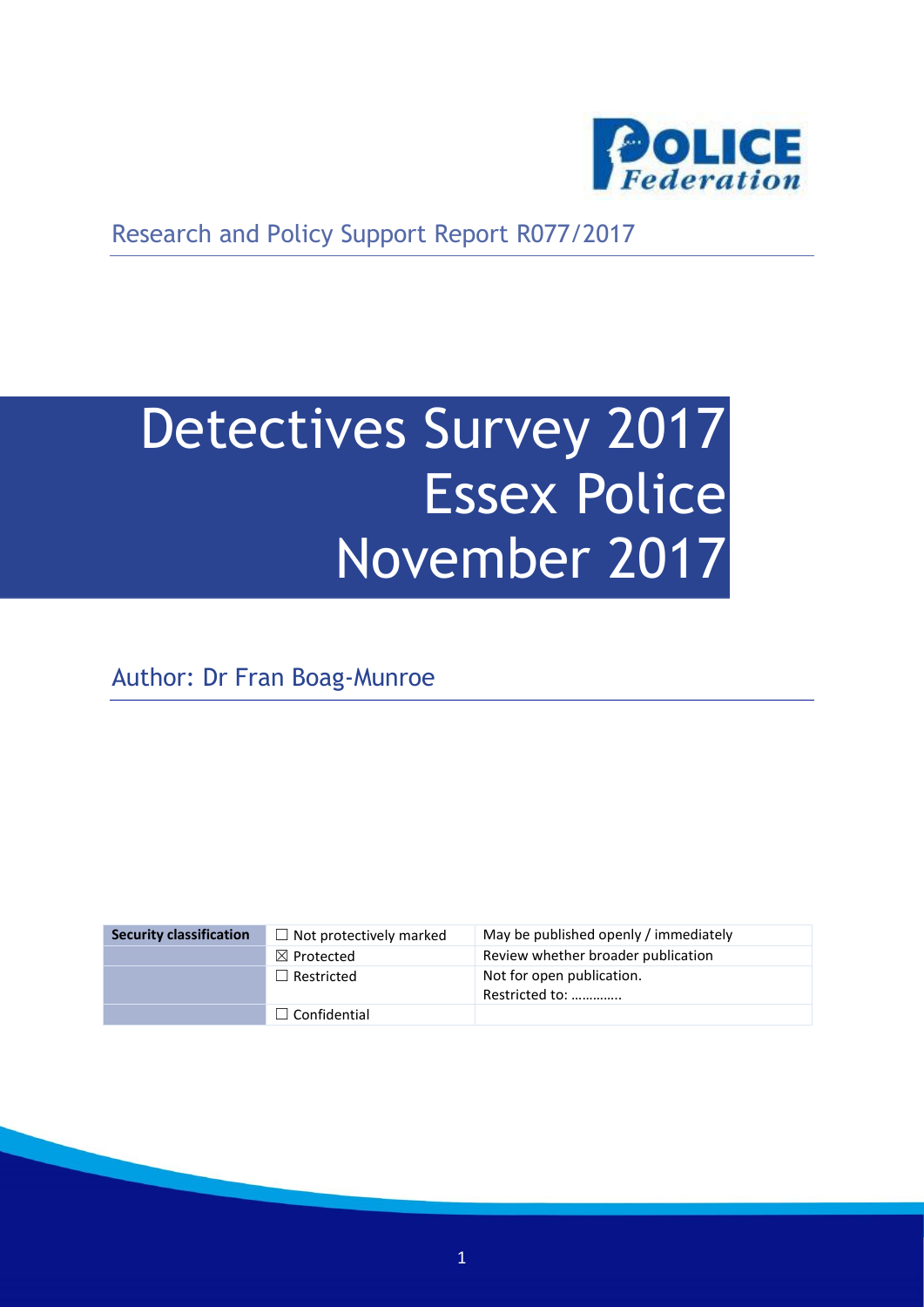Research and Policy Support Report R077/2017

# Detectives Survey 2017 Essex Police November 2017

Author: Dr Fran Boag-Munroe

| Security classification | ☐ Not protectively marked | May be published openly / immediately |
|---|---|---|
| | ☒ Protected | Review whether broader publication |
| | ☐ Restricted | Not for open publication. Restricted to: ………….. |
| | ☐ Confidential | |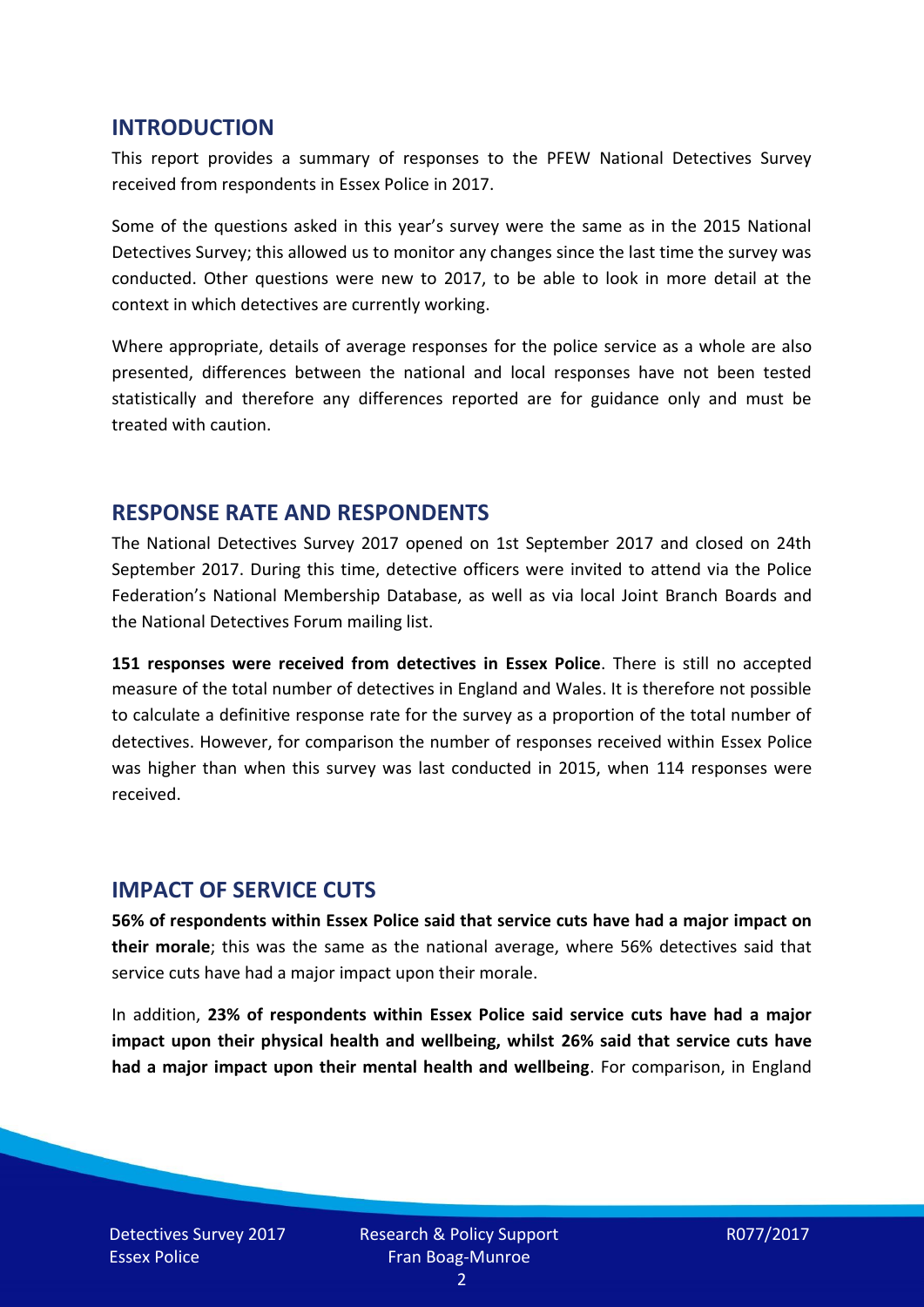## INTRODUCTION

This report provides a summary of responses to the PFEW National Detectives Survey received from respondents in Essex Police in 2017.

Some of the questions asked in this year's survey were the same as in the 2015 National Detectives Survey; this allowed us to monitor any changes since the last time the survey was conducted. Other questions were new to 2017, to be able to look in more detail at the context in which detectives are currently working.

Where appropriate, details of average responses for the police service as a whole are also presented, differences between the national and local responses have not been tested statistically and therefore any differences reported are for guidance only and must be treated with caution.

## RESPONSE RATE AND RESPONDENTS

The National Detectives Survey 2017 opened on 1st September 2017 and closed on 24th September 2017. During this time, detective officers were invited to attend via the Police Federation's National Membership Database, as well as via local Joint Branch Boards and the National Detectives Forum mailing list.

**151 responses were received from detectives in Essex Police**. There is still no accepted measure of the total number of detectives in England and Wales. It is therefore not possible to calculate a definitive response rate for the survey as a proportion of the total number of detectives. However, for comparison the number of responses received within Essex Police was higher than when this survey was last conducted in 2015, when 114 responses were received.

## IMPACT OF SERVICE CUTS

**56% of respondents within Essex Police said that service cuts have had a major impact on their morale**; this was the same as the national average, where 56% detectives said that service cuts have had a major impact upon their morale.

In addition, **23% of respondents within Essex Police said service cuts have had a major impact upon their physical health and wellbeing, whilst 26% said that service cuts have had a major impact upon their mental health and wellbeing**. For comparison, in England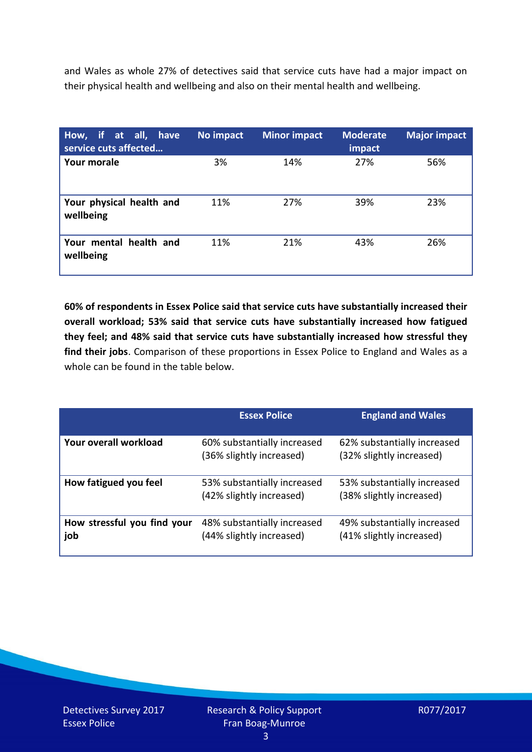and Wales as whole 27% of detectives said that service cuts have had a major impact on their physical health and wellbeing and also on their mental health and wellbeing.

| How, if at all, have service cuts affected… | No impact | Minor impact | Moderate impact | Major impact |
|---|---|---|---|---|
| **Your morale** | 3% | 14% | 27% | 56% |
| **Your physical health and wellbeing** | 11% | 27% | 39% | 23% |
| **Your mental health and wellbeing** | 11% | 21% | 43% | 26% |

**60% of respondents in Essex Police said that service cuts have substantially increased their overall workload; 53% said that service cuts have substantially increased how fatigued they feel; and 48% said that service cuts have substantially increased how stressful they find their jobs**. Comparison of these proportions in Essex Police to England and Wales as a whole can be found in the table below.

| | Essex Police | England and Wales |
|---|---|---|
| **Your overall workload** | 60% substantially increased (36% slightly increased) | 62% substantially increased (32% slightly increased) |
| **How fatigued you feel** | 53% substantially increased (42% slightly increased) | 53% substantially increased (38% slightly increased) |
| **How stressful you find your job** | 48% substantially increased (44% slightly increased) | 49% substantially increased (41% slightly increased) |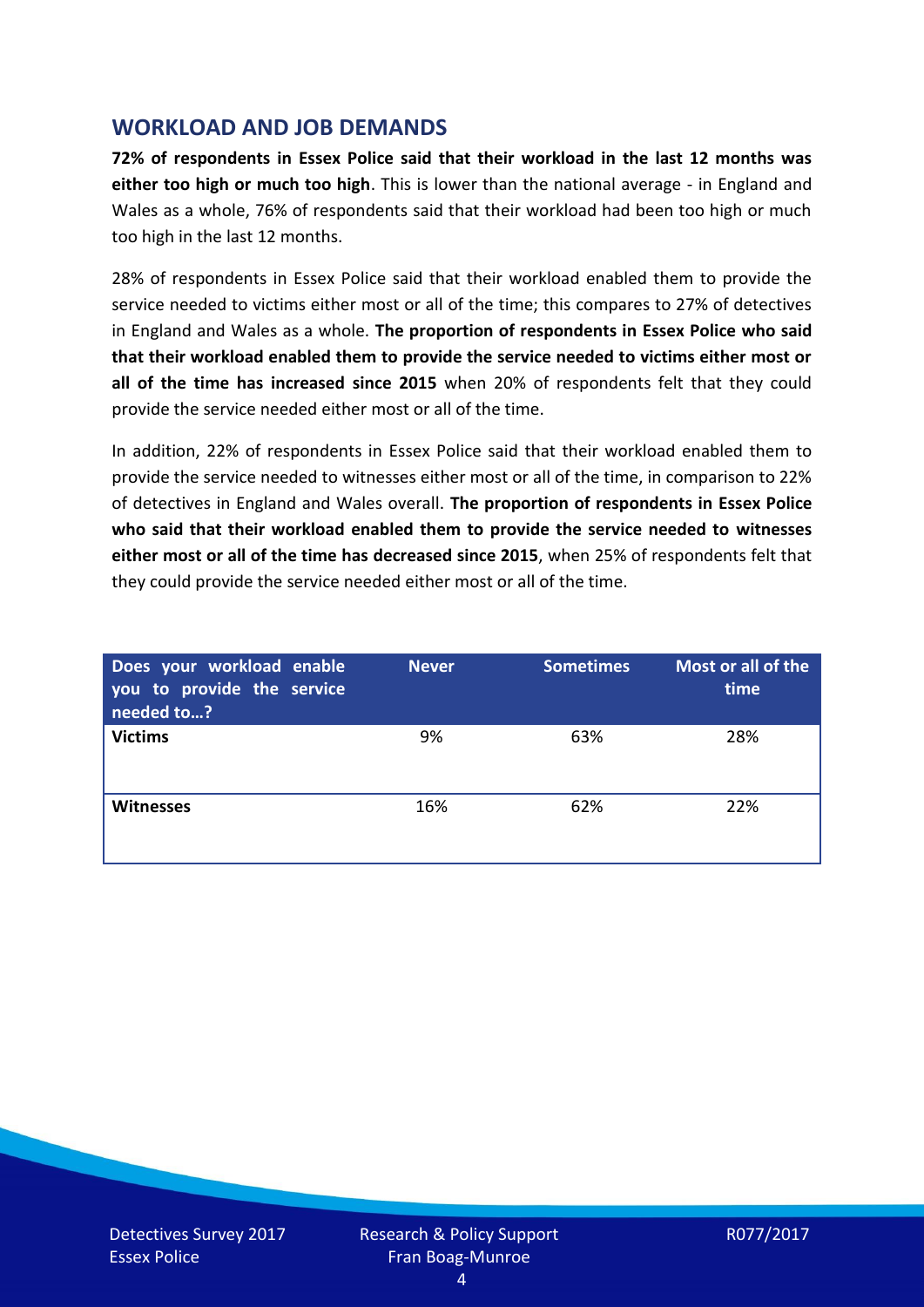## WORKLOAD AND JOB DEMANDS

**72% of respondents in Essex Police said that their workload in the last 12 months was either too high or much too high**. This is lower than the national average - in England and Wales as a whole, 76% of respondents said that their workload had been too high or much too high in the last 12 months.

28% of respondents in Essex Police said that their workload enabled them to provide the service needed to victims either most or all of the time; this compares to 27% of detectives in England and Wales as a whole. **The proportion of respondents in Essex Police who said that their workload enabled them to provide the service needed to victims either most or all of the time has increased since 2015** when 20% of respondents felt that they could provide the service needed either most or all of the time.

In addition, 22% of respondents in Essex Police said that their workload enabled them to provide the service needed to witnesses either most or all of the time, in comparison to 22% of detectives in England and Wales overall. **The proportion of respondents in Essex Police who said that their workload enabled them to provide the service needed to witnesses either most or all of the time has decreased since 2015**, when 25% of respondents felt that they could provide the service needed either most or all of the time.

| Does your workload enable you to provide the service needed to…? | Never | Sometimes | Most or all of the time |
|---|---|---|---|
| **Victims** | 9% | 63% | 28% |
| **Witnesses** | 16% | 62% | 22% |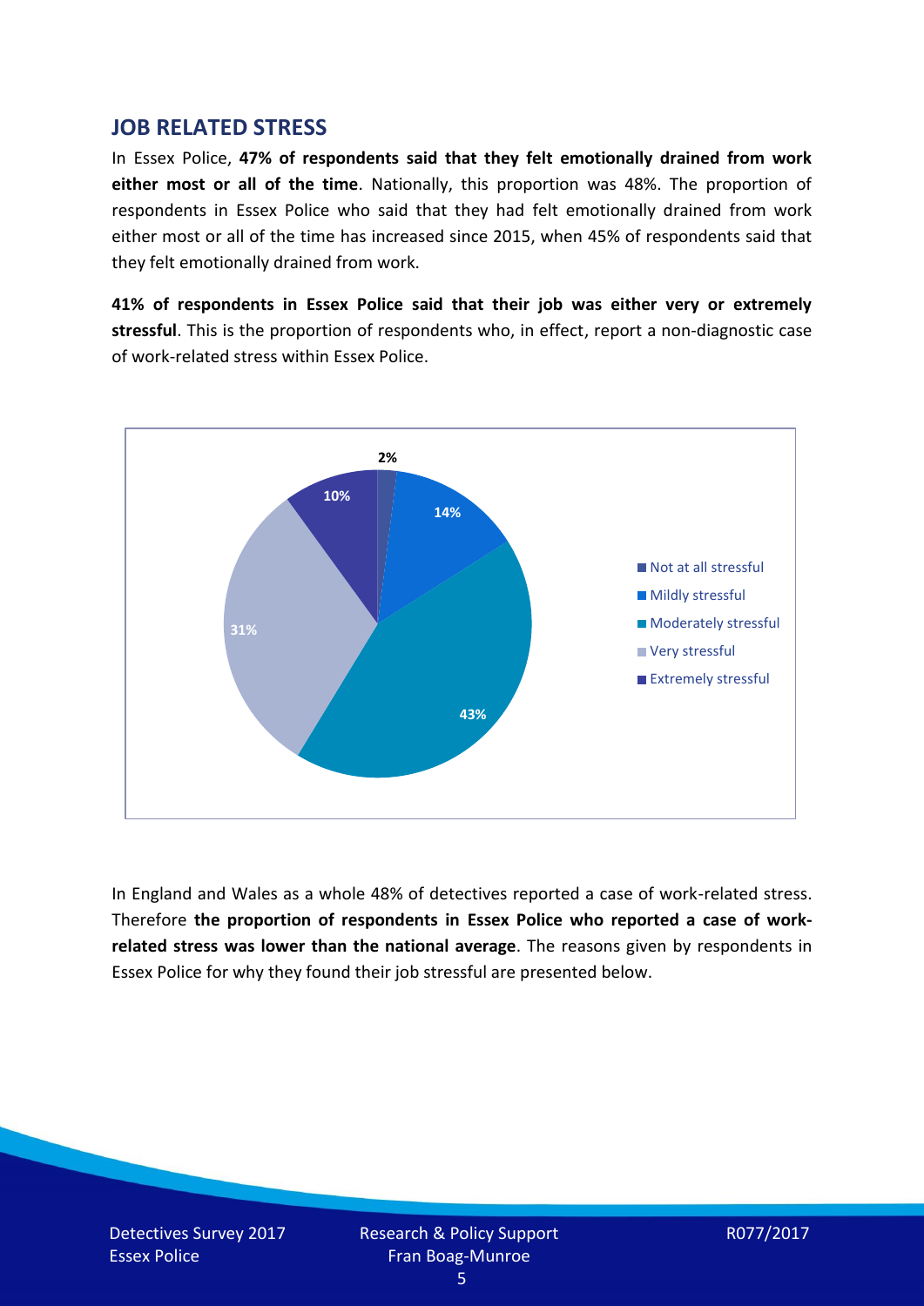## JOB RELATED STRESS

In Essex Police, **47% of respondents said that they felt emotionally drained from work either most or all of the time**. Nationally, this proportion was 48%. The proportion of respondents in Essex Police who said that they had felt emotionally drained from work either most or all of the time has increased since 2015, when 45% of respondents said that they felt emotionally drained from work.

**41% of respondents in Essex Police said that their job was either very or extremely stressful**. This is the proportion of respondents who, in effect, report a non-diagnostic case of work-related stress within Essex Police.

| Response | Percentage |
|---|---|
| Not at all stressful | 2% |
| Mildly stressful | 14% |
| Moderately stressful | 43% |
| Very stressful | 31% |
| Extremely stressful | 10% |

In England and Wales as a whole 48% of detectives reported a case of work-related stress. Therefore **the proportion of respondents in Essex Police who reported a case of work-related stress was lower than the national average**. The reasons given by respondents in Essex Police for why they found their job stressful are presented below.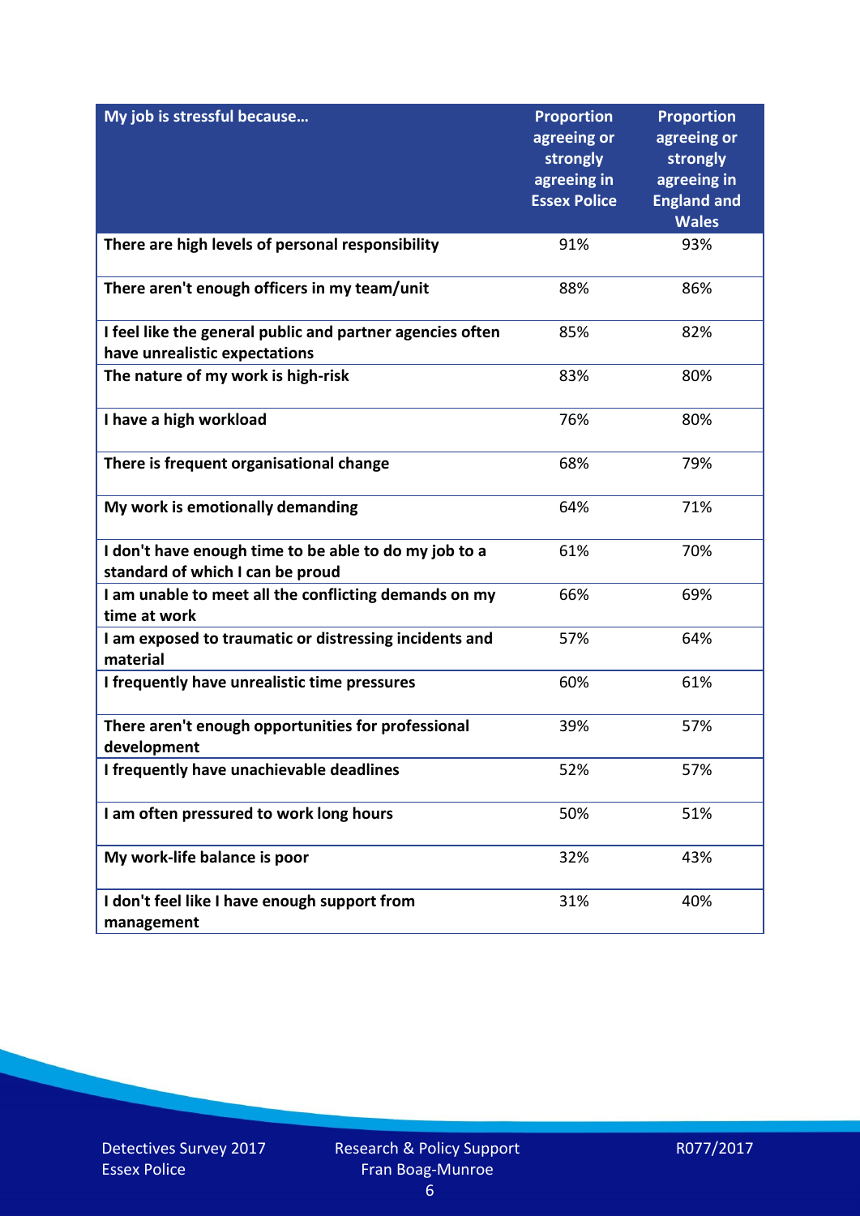| My job is stressful because… | Proportion agreeing or strongly agreeing in Essex Police | Proportion agreeing or strongly agreeing in England and Wales |
|---|---|---|
| There are high levels of personal responsibility | 91% | 93% |
| There aren't enough officers in my team/unit | 88% | 86% |
| I feel like the general public and partner agencies often have unrealistic expectations | 85% | 82% |
| The nature of my work is high-risk | 83% | 80% |
| I have a high workload | 76% | 80% |
| There is frequent organisational change | 68% | 79% |
| My work is emotionally demanding | 64% | 71% |
| I don't have enough time to be able to do my job to a standard of which I can be proud | 61% | 70% |
| I am unable to meet all the conflicting demands on my time at work | 66% | 69% |
| I am exposed to traumatic or distressing incidents and material | 57% | 64% |
| I frequently have unrealistic time pressures | 60% | 61% |
| There aren't enough opportunities for professional development | 39% | 57% |
| I frequently have unachievable deadlines | 52% | 57% |
| I am often pressured to work long hours | 50% | 51% |
| My work-life balance is poor | 32% | 43% |
| I don't feel like I have enough support from management | 31% | 40% |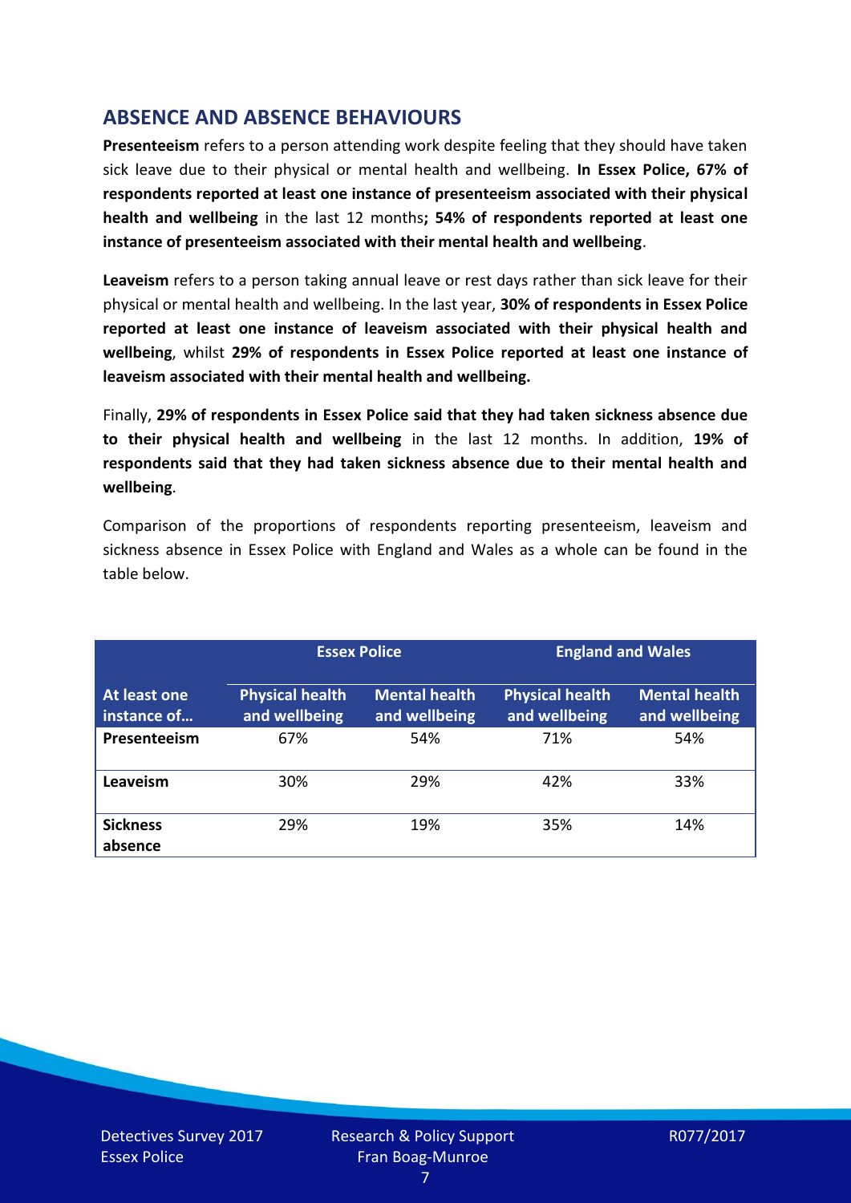## ABSENCE AND ABSENCE BEHAVIOURS

**Presenteeism** refers to a person attending work despite feeling that they should have taken sick leave due to their physical or mental health and wellbeing. **In Essex Police, 67% of respondents reported at least one instance of presenteeism associated with their physical health and wellbeing** in the last 12 months**; 54% of respondents reported at least one instance of presenteeism associated with their mental health and wellbeing**.

**Leaveism** refers to a person taking annual leave or rest days rather than sick leave for their physical or mental health and wellbeing. In the last year, **30% of respondents in Essex Police reported at least one instance of leaveism associated with their physical health and wellbeing**, whilst **29% of respondents in Essex Police reported at least one instance of leaveism associated with their mental health and wellbeing.**

Finally, **29% of respondents in Essex Police said that they had taken sickness absence due to their physical health and wellbeing** in the last 12 months. In addition, **19% of respondents said that they had taken sickness absence due to their mental health and wellbeing**.

Comparison of the proportions of respondents reporting presenteeism, leaveism and sickness absence in Essex Police with England and Wales as a whole can be found in the table below.

| | Essex Police | | England and Wales | |
|---|---|---|---|---|
| **At least one instance of…** | **Physical health and wellbeing** | **Mental health and wellbeing** | **Physical health and wellbeing** | **Mental health and wellbeing** |
| **Presenteeism** | 67% | 54% | 71% | 54% |
| **Leaveism** | 30% | 29% | 42% | 33% |
| **Sickness absence** | 29% | 19% | 35% | 14% |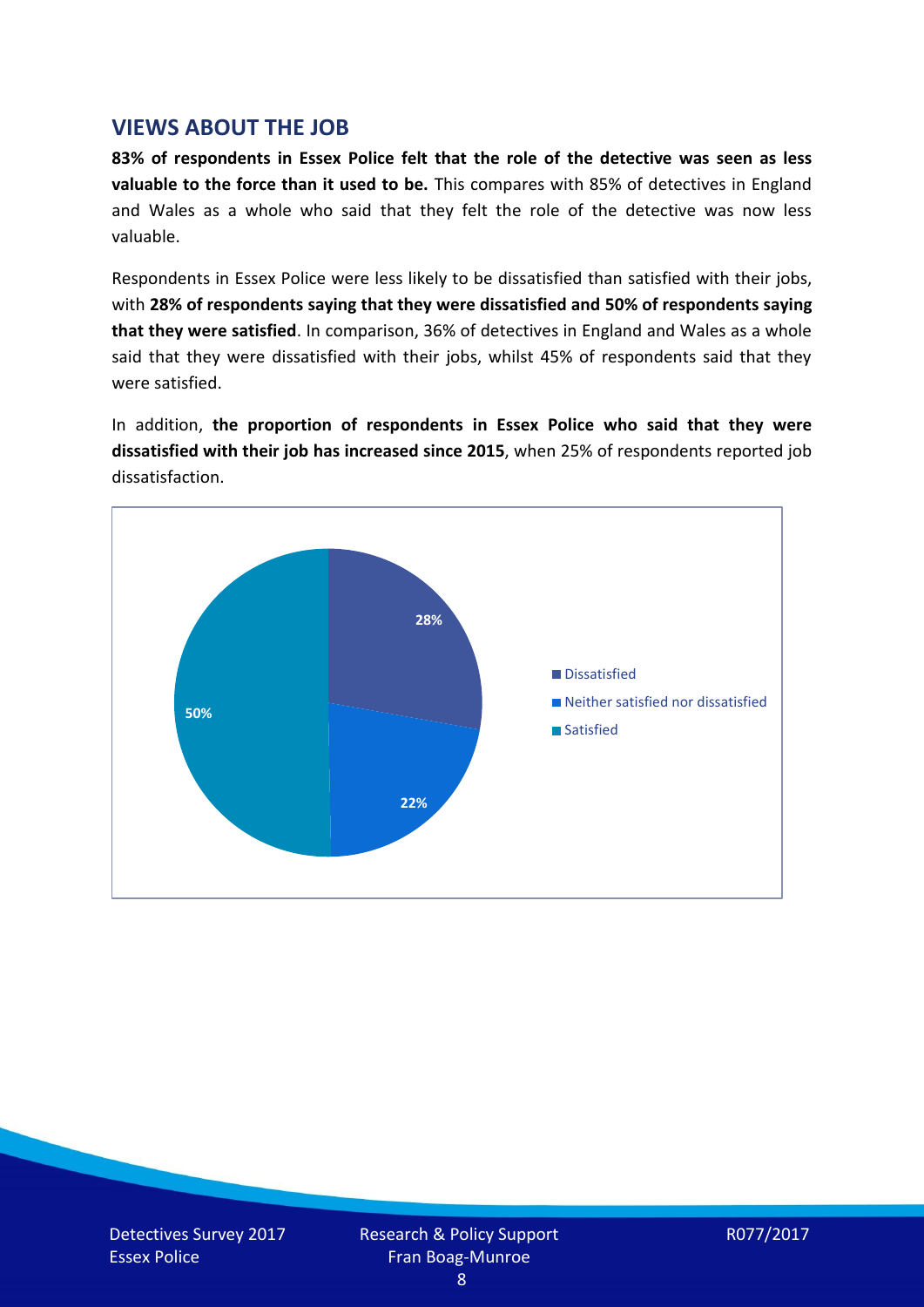## VIEWS ABOUT THE JOB

**83% of respondents in Essex Police felt that the role of the detective was seen as less valuable to the force than it used to be.** This compares with 85% of detectives in England and Wales as a whole who said that they felt the role of the detective was now less valuable.

Respondents in Essex Police were less likely to be dissatisfied than satisfied with their jobs, with **28% of respondents saying that they were dissatisfied and 50% of respondents saying that they were satisfied**. In comparison, 36% of detectives in England and Wales as a whole said that they were dissatisfied with their jobs, whilst 45% of respondents said that they were satisfied.

In addition, **the proportion of respondents in Essex Police who said that they were dissatisfied with their job has increased since 2015**, when 25% of respondents reported job dissatisfaction.

| Response | Percentage |
|---|---|
| Dissatisfied | 28% |
| Neither satisfied nor dissatisfied | 22% |
| Satisfied | 50% |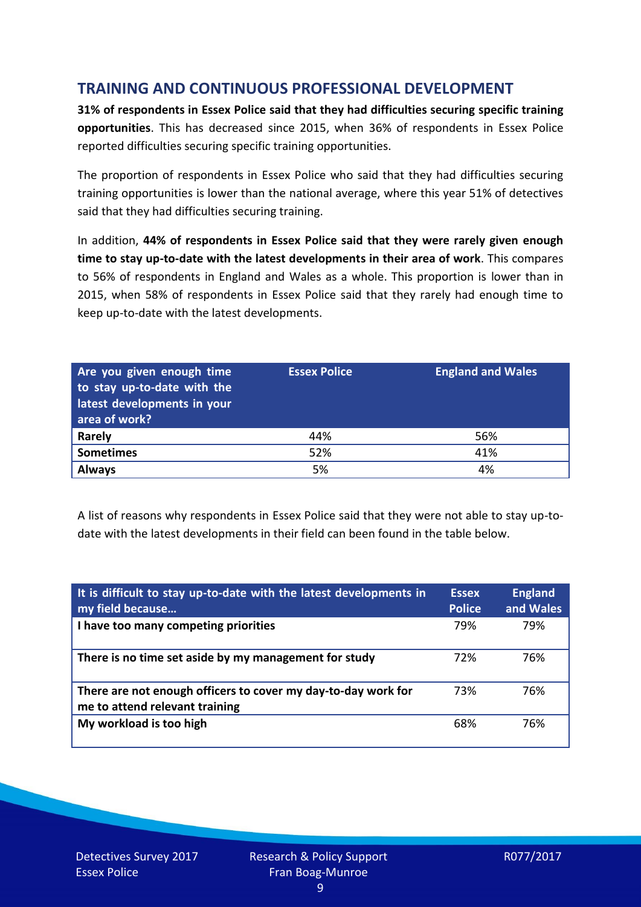## TRAINING AND CONTINUOUS PROFESSIONAL DEVELOPMENT

**31% of respondents in Essex Police said that they had difficulties securing specific training opportunities**. This has decreased since 2015, when 36% of respondents in Essex Police reported difficulties securing specific training opportunities.

The proportion of respondents in Essex Police who said that they had difficulties securing training opportunities is lower than the national average, where this year 51% of detectives said that they had difficulties securing training.

In addition, **44% of respondents in Essex Police said that they were rarely given enough time to stay up-to-date with the latest developments in their area of work**. This compares to 56% of respondents in England and Wales as a whole. This proportion is lower than in 2015, when 58% of respondents in Essex Police said that they rarely had enough time to keep up-to-date with the latest developments.

| Are you given enough time to stay up-to-date with the latest developments in your area of work? | Essex Police | England and Wales |
|---|---|---|
| **Rarely** | 44% | 56% |
| **Sometimes** | 52% | 41% |
| **Always** | 5% | 4% |

A list of reasons why respondents in Essex Police said that they were not able to stay up-to-date with the latest developments in their field can been found in the table below.

| It is difficult to stay up-to-date with the latest developments in my field because… | Essex Police | England and Wales |
|---|---|---|
| **I have too many competing priorities** | 79% | 79% |
| **There is no time set aside by my management for study** | 72% | 76% |
| **There are not enough officers to cover my day-to-day work for me to attend relevant training** | 73% | 76% |
| **My workload is too high** | 68% | 76% |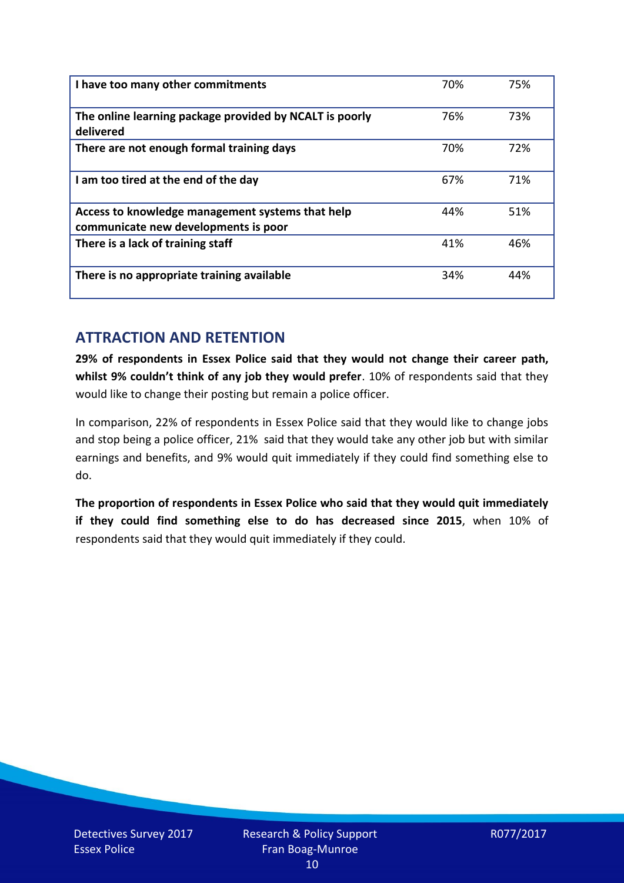| | | |
|---|---|---|
| **I have too many other commitments** | 70% | 75% |
| **The online learning package provided by NCALT is poorly delivered** | 76% | 73% |
| **There are not enough formal training days** | 70% | 72% |
| **I am too tired at the end of the day** | 67% | 71% |
| **Access to knowledge management systems that help communicate new developments is poor** | 44% | 51% |
| **There is a lack of training staff** | 41% | 46% |
| **There is no appropriate training available** | 34% | 44% |

## ATTRACTION AND RETENTION

**29% of respondents in Essex Police said that they would not change their career path, whilst 9% couldn't think of any job they would prefer**. 10% of respondents said that they would like to change their posting but remain a police officer.

In comparison, 22% of respondents in Essex Police said that they would like to change jobs and stop being a police officer, 21% said that they would take any other job but with similar earnings and benefits, and 9% would quit immediately if they could find something else to do.

**The proportion of respondents in Essex Police who said that they would quit immediately if they could find something else to do has decreased since 2015**, when 10% of respondents said that they would quit immediately if they could.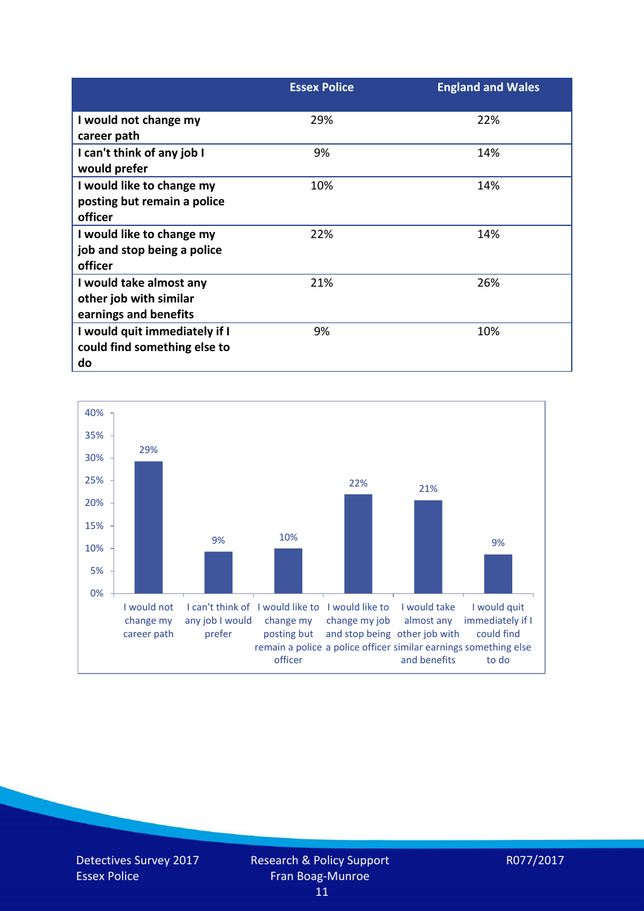| | Essex Police | England and Wales |
|---|---|---|
| I would not change my career path | 29% | 22% |
| I can't think of any job I would prefer | 9% | 14% |
| I would like to change my posting but remain a police officer | 10% | 14% |
| I would like to change my job and stop being a police officer | 22% | 14% |
| I would take almost any other job with similar earnings and benefits | 21% | 26% |
| I would quit immediately if I could find something else to do | 9% | 10% |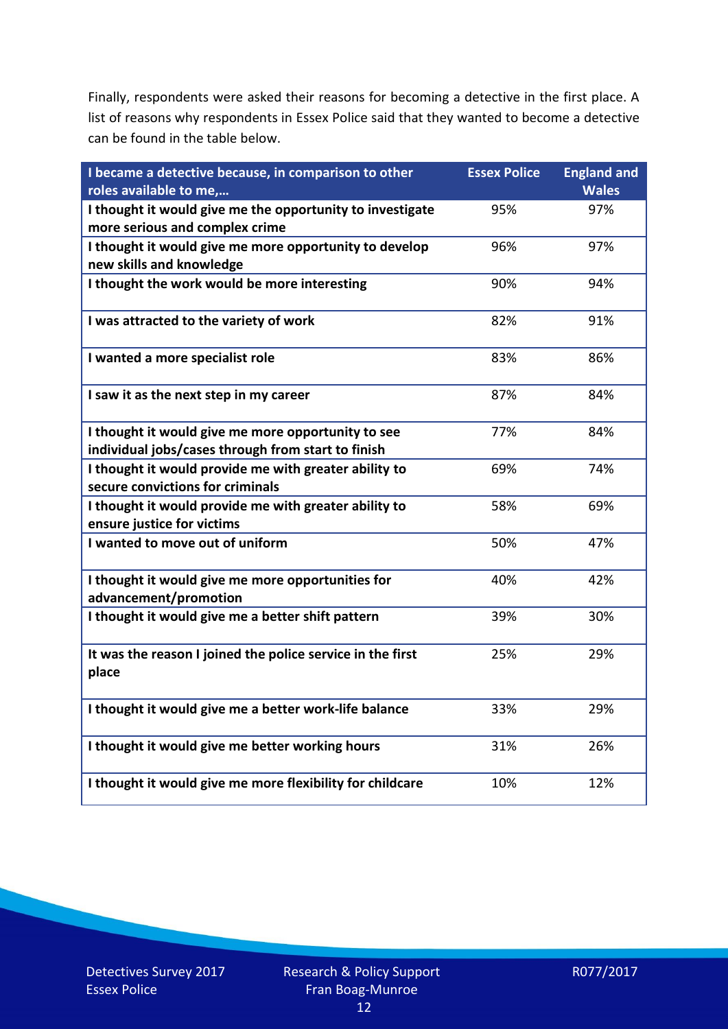Finally, respondents were asked their reasons for becoming a detective in the first place. A list of reasons why respondents in Essex Police said that they wanted to become a detective can be found in the table below.

| I became a detective because, in comparison to other roles available to me,… | Essex Police | England and Wales |
|---|---|---|
| I thought it would give me the opportunity to investigate more serious and complex crime | 95% | 97% |
| I thought it would give me more opportunity to develop new skills and knowledge | 96% | 97% |
| I thought the work would be more interesting | 90% | 94% |
| I was attracted to the variety of work | 82% | 91% |
| I wanted a more specialist role | 83% | 86% |
| I saw it as the next step in my career | 87% | 84% |
| I thought it would give me more opportunity to see individual jobs/cases through from start to finish | 77% | 84% |
| I thought it would provide me with greater ability to secure convictions for criminals | 69% | 74% |
| I thought it would provide me with greater ability to ensure justice for victims | 58% | 69% |
| I wanted to move out of uniform | 50% | 47% |
| I thought it would give me more opportunities for advancement/promotion | 40% | 42% |
| I thought it would give me a better shift pattern | 39% | 30% |
| It was the reason I joined the police service in the first place | 25% | 29% |
| I thought it would give me a better work-life balance | 33% | 29% |
| I thought it would give me better working hours | 31% | 26% |
| I thought it would give me more flexibility for childcare | 10% | 12% |